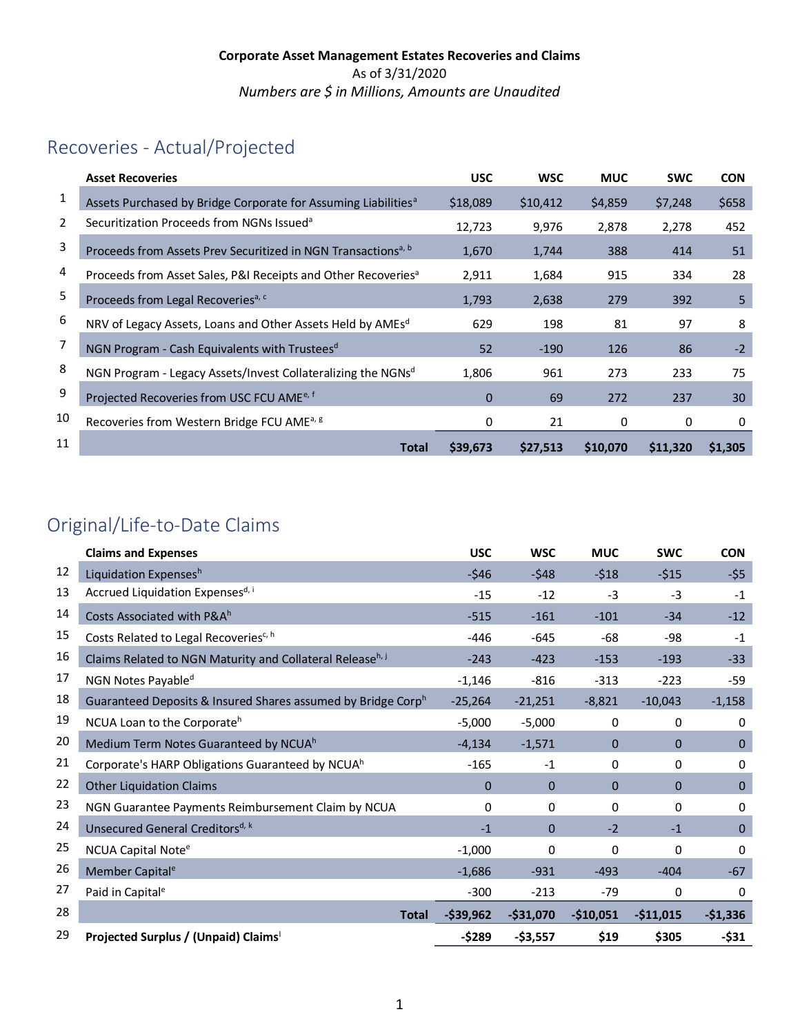**Corporate Asset Management Estates Recoveries and Claims**

As of 3/31/2020

*Numbers are $ in Millions, Amounts are Unaudited*

## Recoveries - Actual/Projected

| | Asset Recoveries | USC | WSC | MUC | SWC | CON |
|---|---|---|---|---|---|---|
| 1 | Assets Purchased by Bridge Corporate for Assuming Liabilities[a] | $18,089 | $10,412 | $4,859 | $7,248 | $658 |
| 2 | Securitization Proceeds from NGNs Issued[a] | 12,723 | 9,976 | 2,878 | 2,278 | 452 |
| 3 | Proceeds from Assets Prev Securitized in NGN Transactions[a, b] | 1,670 | 1,744 | 388 | 414 | 51 |
| 4 | Proceeds from Asset Sales, P&I Receipts and Other Recoveries[a] | 2,911 | 1,684 | 915 | 334 | 28 |
| 5 | Proceeds from Legal Recoveries[a, c] | 1,793 | 2,638 | 279 | 392 | 5 |
| 6 | NRV of Legacy Assets, Loans and Other Assets Held by AMEs[d] | 629 | 198 | 81 | 97 | 8 |
| 7 | NGN Program - Cash Equivalents with Trustees[d] | 52 | -190 | 126 | 86 | -2 |
| 8 | NGN Program - Legacy Assets/Invest Collateralizing the NGNs[d] | 1,806 | 961 | 273 | 233 | 75 |
| 9 | Projected Recoveries from USC FCU AME[e, f] | 0 | 69 | 272 | 237 | 30 |
| 10 | Recoveries from Western Bridge FCU AME[a, g] | 0 | 21 | 0 | 0 | 0 |
| 11 | **Total** | **$39,673** | **$27,513** | **$10,070** | **$11,320** | **$1,305** |

## Original/Life-to-Date Claims

| | Claims and Expenses | USC | WSC | MUC | SWC | CON |
|---|---|---|---|---|---|---|
| 12 | Liquidation Expenses[h] | -$46 | -$48 | -$18 | -$15 | -$5 |
| 13 | Accrued Liquidation Expenses[d, i] | -15 | -12 | -3 | -3 | -1 |
| 14 | Costs Associated with P&A[h] | -515 | -161 | -101 | -34 | -12 |
| 15 | Costs Related to Legal Recoveries[c, h] | -446 | -645 | -68 | -98 | -1 |
| 16 | Claims Related to NGN Maturity and Collateral Release[h, j] | -243 | -423 | -153 | -193 | -33 |
| 17 | NGN Notes Payable[d] | -1,146 | -816 | -313 | -223 | -59 |
| 18 | Guaranteed Deposits & Insured Shares assumed by Bridge Corp[h] | -25,264 | -21,251 | -8,821 | -10,043 | -1,158 |
| 19 | NCUA Loan to the Corporate[h] | -5,000 | -5,000 | 0 | 0 | 0 |
| 20 | Medium Term Notes Guaranteed by NCUA[h] | -4,134 | -1,571 | 0 | 0 | 0 |
| 21 | Corporate's HARP Obligations Guaranteed by NCUA[h] | -165 | -1 | 0 | 0 | 0 |
| 22 | Other Liquidation Claims | 0 | 0 | 0 | 0 | 0 |
| 23 | NGN Guarantee Payments Reimbursement Claim by NCUA | 0 | 0 | 0 | 0 | 0 |
| 24 | Unsecured General Creditors[d, k] | -1 | 0 | -2 | -1 | 0 |
| 25 | NCUA Capital Note[e] | -1,000 | 0 | 0 | 0 | 0 |
| 26 | Member Capital[e] | -1,686 | -931 | -493 | -404 | -67 |
| 27 | Paid in Capital[e] | -300 | -213 | -79 | 0 | 0 |
| 28 | **Total** | **-$39,962** | **-$31,070** | **-$10,051** | **-$11,015** | **-$1,336** |
| 29 | **Projected Surplus / (Unpaid) Claims[l]** | **-$289** | **-$3,557** | **$19** | **$305** | **-$31** |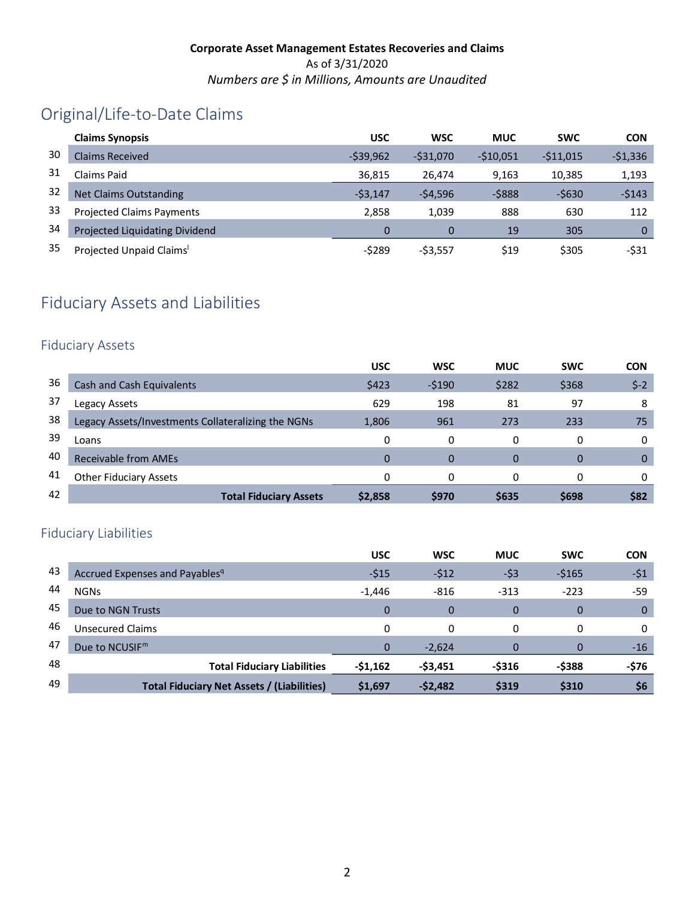**Corporate Asset Management Estates Recoveries and Claims**

As of 3/31/2020

*Numbers are $ in Millions, Amounts are Unaudited*

# Original/Life-to-Date Claims

| | Claims Synopsis | USC | WSC | MUC | SWC | CON |
|---|---|---|---|---|---|---|
| 30 | Claims Received | -$39,962 | -$31,070 | -$10,051 | -$11,015 | -$1,336 |
| 31 | Claims Paid | 36,815 | 26,474 | 9,163 | 10,385 | 1,193 |
| 32 | Net Claims Outstanding | -$3,147 | -$4,596 | -$888 | -$630 | -$143 |
| 33 | Projected Claims Payments | 2,858 | 1,039 | 888 | 630 | 112 |
| 34 | Projected Liquidating Dividend | 0 | 0 | 19 | 305 | 0 |
| 35 | Projected Unpaid Claims[l] | -$289 | -$3,557 | $19 | $305 | -$31 |

# Fiduciary Assets and Liabilities

## Fiduciary Assets

| | | USC | WSC | MUC | SWC | CON |
|---|---|---|---|---|---|---|
| 36 | Cash and Cash Equivalents | $423 | -$190 | $282 | $368 | $-2 |
| 37 | Legacy Assets | 629 | 198 | 81 | 97 | 8 |
| 38 | Legacy Assets/Investments Collateralizing the NGNs | 1,806 | 961 | 273 | 233 | 75 |
| 39 | Loans | 0 | 0 | 0 | 0 | 0 |
| 40 | Receivable from AMEs | 0 | 0 | 0 | 0 | 0 |
| 41 | Other Fiduciary Assets | 0 | 0 | 0 | 0 | 0 |
| 42 | **Total Fiduciary Assets** | **$2,858** | **$970** | **$635** | **$698** | **$82** |

## Fiduciary Liabilities

| | | USC | WSC | MUC | SWC | CON |
|---|---|---|---|---|---|---|
| 43 | Accrued Expenses and Payables[q] | -$15 | -$12 | -$3 | -$165 | -$1 |
| 44 | NGNs | -1,446 | -816 | -313 | -223 | -59 |
| 45 | Due to NGN Trusts | 0 | 0 | 0 | 0 | 0 |
| 46 | Unsecured Claims | 0 | 0 | 0 | 0 | 0 |
| 47 | Due to NCUSIF[m] | 0 | -2,624 | 0 | 0 | -16 |
| 48 | **Total Fiduciary Liabilities** | **-$1,162** | **-$3,451** | **-$316** | **-$388** | **-$76** |
| 49 | **Total Fiduciary Net Assets / (Liabilities)** | **$1,697** | **-$2,482** | **$319** | **$310** | **$6** |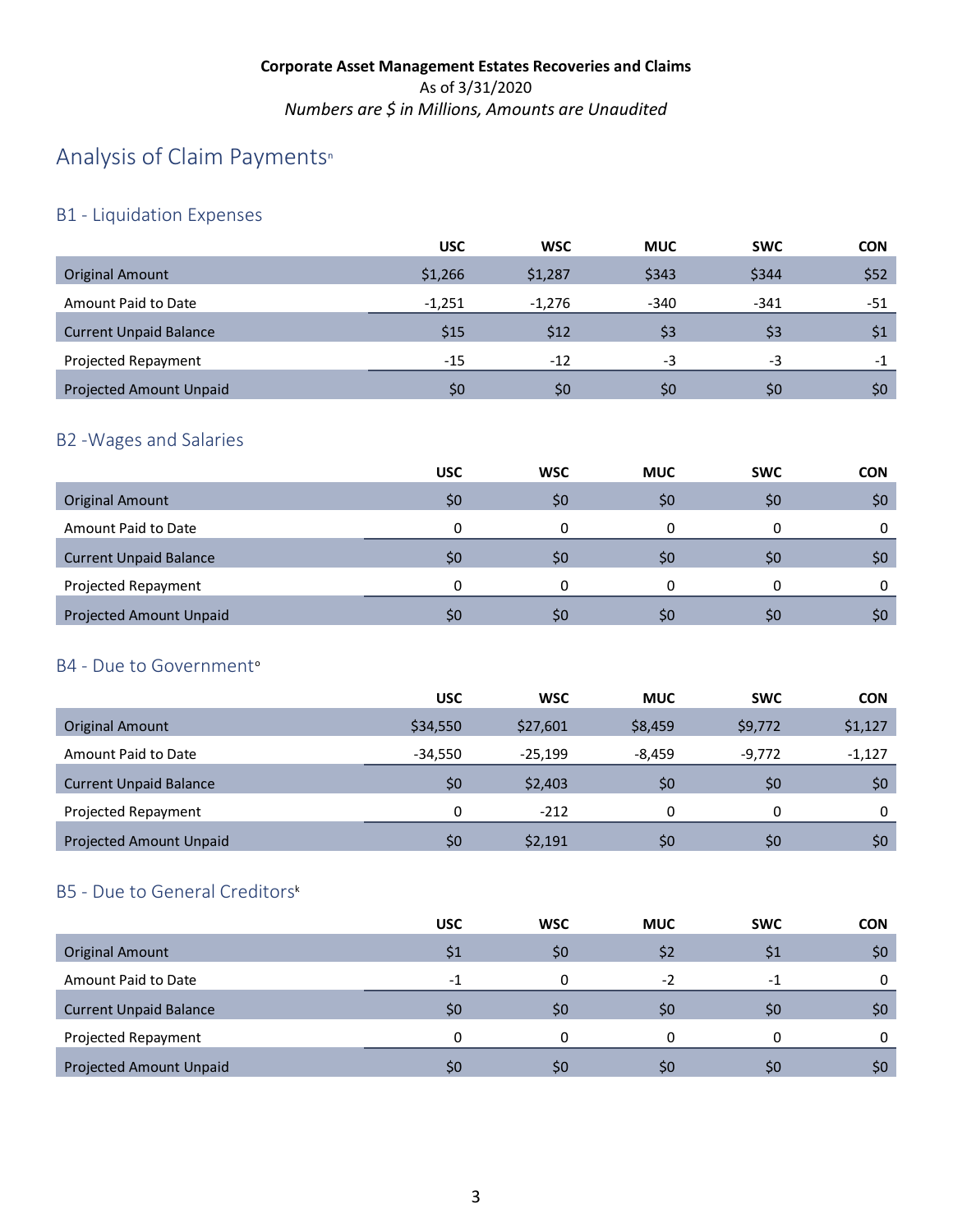**Corporate Asset Management Estates Recoveries and Claims**

As of 3/31/2020

*Numbers are $ in Millions, Amounts are Unaudited*

# Analysis of Claim Payments[n]

## B1 - Liquidation Expenses

| | USC | WSC | MUC | SWC | CON |
|---|---|---|---|---|---|
| Original Amount | $1,266 | $1,287 | $343 | $344 | $52 |
| Amount Paid to Date | -1,251 | -1,276 | -340 | -341 | -51 |
| Current Unpaid Balance | $15 | $12 | $3 | $3 | $1 |
| Projected Repayment | -15 | -12 | -3 | -3 | -1 |
| Projected Amount Unpaid | $0 | $0 | $0 | $0 | $0 |

## B2 -Wages and Salaries

| | USC | WSC | MUC | SWC | CON |
|---|---|---|---|---|---|
| Original Amount | $0 | $0 | $0 | $0 | $0 |
| Amount Paid to Date | 0 | 0 | 0 | 0 | 0 |
| Current Unpaid Balance | $0 | $0 | $0 | $0 | $0 |
| Projected Repayment | 0 | 0 | 0 | 0 | 0 |
| Projected Amount Unpaid | $0 | $0 | $0 | $0 | $0 |

## B4 - Due to Government[o]

| | USC | WSC | MUC | SWC | CON |
|---|---|---|---|---|---|
| Original Amount | $34,550 | $27,601 | $8,459 | $9,772 | $1,127 |
| Amount Paid to Date | -34,550 | -25,199 | -8,459 | -9,772 | -1,127 |
| Current Unpaid Balance | $0 | $2,403 | $0 | $0 | $0 |
| Projected Repayment | 0 | -212 | 0 | 0 | 0 |
| Projected Amount Unpaid | $0 | $2,191 | $0 | $0 | $0 |

## B5 - Due to General Creditors[k]

| | USC | WSC | MUC | SWC | CON |
|---|---|---|---|---|---|
| Original Amount | $1 | $0 | $2 | $1 | $0 |
| Amount Paid to Date | -1 | 0 | -2 | -1 | 0 |
| Current Unpaid Balance | $0 | $0 | $0 | $0 | $0 |
| Projected Repayment | 0 | 0 | 0 | 0 | 0 |
| Projected Amount Unpaid | $0 | $0 | $0 | $0 | $0 |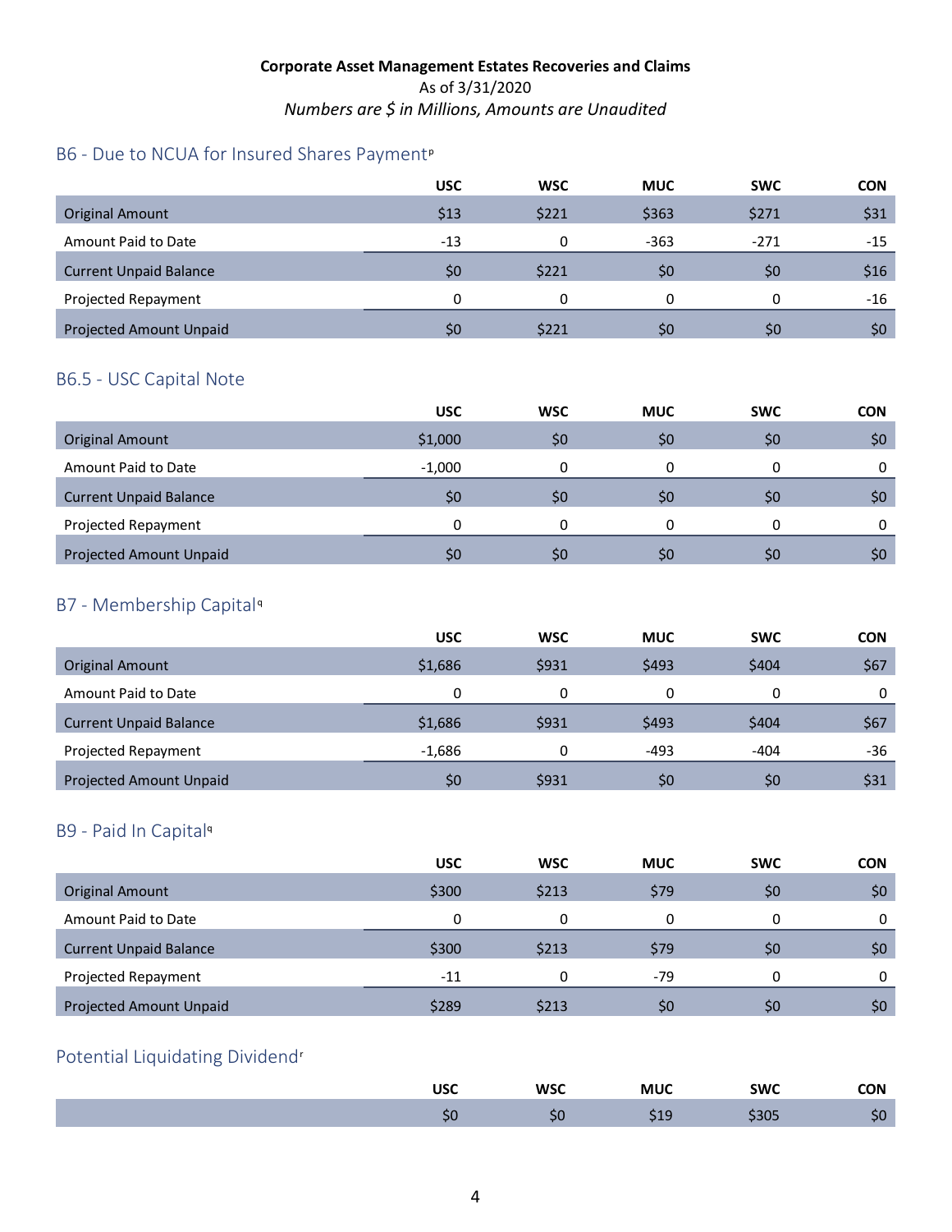**Corporate Asset Management Estates Recoveries and Claims**

As of 3/31/2020

*Numbers are $ in Millions, Amounts are Unaudited*

## B6 - Due to NCUA for Insured Shares Payment[p]

| | USC | WSC | MUC | SWC | CON |
|---|---|---|---|---|---|
| Original Amount | $13 | $221 | $363 | $271 | $31 |
| Amount Paid to Date | -13 | 0 | -363 | -271 | -15 |
| Current Unpaid Balance | $0 | $221 | $0 | $0 | $16 |
| Projected Repayment | 0 | 0 | 0 | 0 | -16 |
| Projected Amount Unpaid | $0 | $221 | $0 | $0 | $0 |

## B6.5 - USC Capital Note

| | USC | WSC | MUC | SWC | CON |
|---|---|---|---|---|---|
| Original Amount | $1,000 | $0 | $0 | $0 | $0 |
| Amount Paid to Date | -1,000 | 0 | 0 | 0 | 0 |
| Current Unpaid Balance | $0 | $0 | $0 | $0 | $0 |
| Projected Repayment | 0 | 0 | 0 | 0 | 0 |
| Projected Amount Unpaid | $0 | $0 | $0 | $0 | $0 |

## B7 - Membership Capital[q]

| | USC | WSC | MUC | SWC | CON |
|---|---|---|---|---|---|
| Original Amount | $1,686 | $931 | $493 | $404 | $67 |
| Amount Paid to Date | 0 | 0 | 0 | 0 | 0 |
| Current Unpaid Balance | $1,686 | $931 | $493 | $404 | $67 |
| Projected Repayment | -1,686 | 0 | -493 | -404 | -36 |
| Projected Amount Unpaid | $0 | $931 | $0 | $0 | $31 |

## B9 - Paid In Capital[q]

| | USC | WSC | MUC | SWC | CON |
|---|---|---|---|---|---|
| Original Amount | $300 | $213 | $79 | $0 | $0 |
| Amount Paid to Date | 0 | 0 | 0 | 0 | 0 |
| Current Unpaid Balance | $300 | $213 | $79 | $0 | $0 |
| Projected Repayment | -11 | 0 | -79 | 0 | 0 |
| Projected Amount Unpaid | $289 | $213 | $0 | $0 | $0 |

## Potential Liquidating Dividend[r]

| USC | WSC | MUC | SWC | CON |
|---|---|---|---|---|
| $0 | $0 | $19 | $305 | $0 |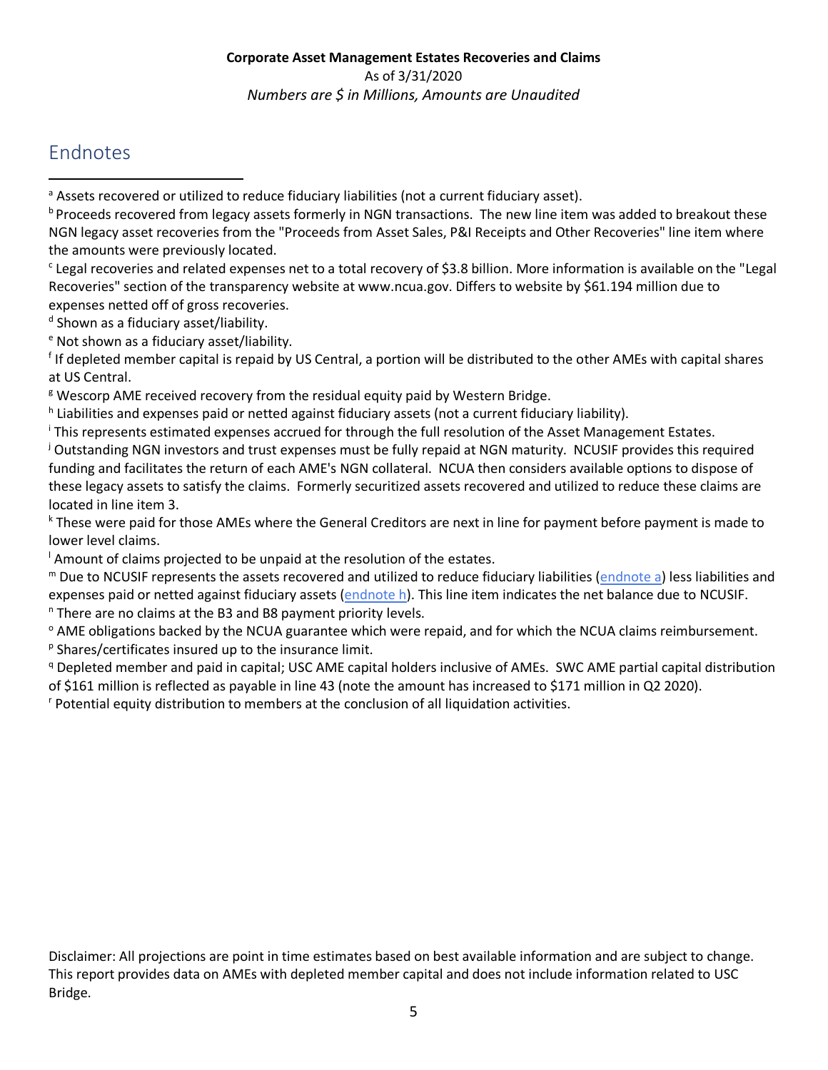**Corporate Asset Management Estates Recoveries and Claims**

As of 3/31/2020

*Numbers are $ in Millions, Amounts are Unaudited*

# Endnotes

[a] Assets recovered or utilized to reduce fiduciary liabilities (not a current fiduciary asset).

[b] Proceeds recovered from legacy assets formerly in NGN transactions. The new line item was added to breakout these NGN legacy asset recoveries from the "Proceeds from Asset Sales, P&I Receipts and Other Recoveries" line item where the amounts were previously located.

[c] Legal recoveries and related expenses net to a total recovery of $3.8 billion. More information is available on the "Legal Recoveries" section of the transparency website at www.ncua.gov. Differs to website by $61.194 million due to expenses netted off of gross recoveries.

[d] Shown as a fiduciary asset/liability.

[e] Not shown as a fiduciary asset/liability.

[f] If depleted member capital is repaid by US Central, a portion will be distributed to the other AMEs with capital shares at US Central.

[g] Wescorp AME received recovery from the residual equity paid by Western Bridge.

[h] Liabilities and expenses paid or netted against fiduciary assets (not a current fiduciary liability).

[i] This represents estimated expenses accrued for through the full resolution of the Asset Management Estates.

[j] Outstanding NGN investors and trust expenses must be fully repaid at NGN maturity. NCUSIF provides this required funding and facilitates the return of each AME's NGN collateral. NCUA then considers available options to dispose of these legacy assets to satisfy the claims. Formerly securitized assets recovered and utilized to reduce these claims are located in line item 3.

[k] These were paid for those AMEs where the General Creditors are next in line for payment before payment is made to lower level claims.

[l] Amount of claims projected to be unpaid at the resolution of the estates.

[m] Due to NCUSIF represents the assets recovered and utilized to reduce fiduciary liabilities (endnote a) less liabilities and expenses paid or netted against fiduciary assets (endnote h). This line item indicates the net balance due to NCUSIF.

[n] There are no claims at the B3 and B8 payment priority levels.

[o] AME obligations backed by the NCUA guarantee which were repaid, and for which the NCUA claims reimbursement.

[p] Shares/certificates insured up to the insurance limit.

[q] Depleted member and paid in capital; USC AME capital holders inclusive of AMEs. SWC AME partial capital distribution of $161 million is reflected as payable in line 43 (note the amount has increased to $171 million in Q2 2020).

[r] Potential equity distribution to members at the conclusion of all liquidation activities.

Disclaimer: All projections are point in time estimates based on best available information and are subject to change. This report provides data on AMEs with depleted member capital and does not include information related to USC Bridge.